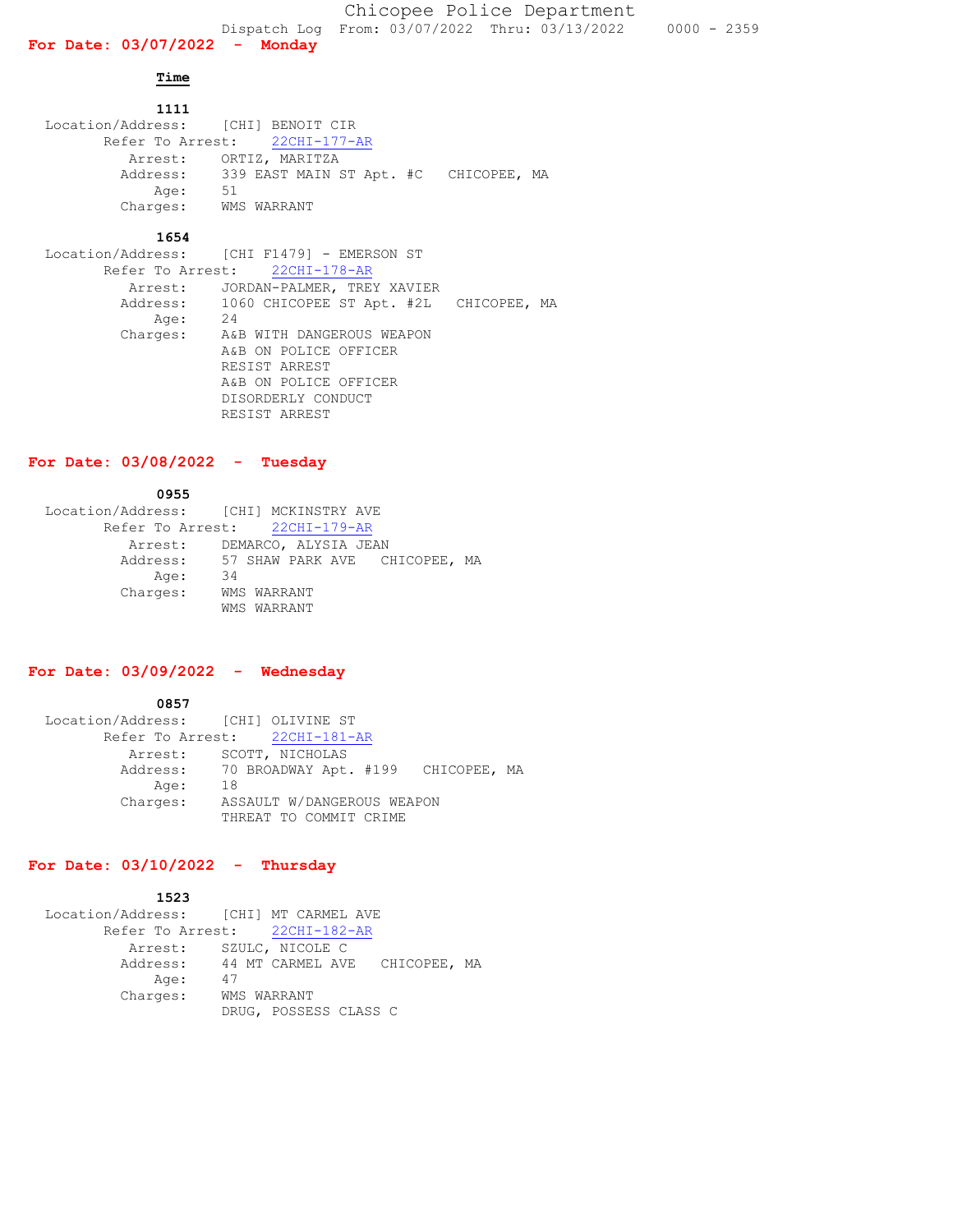# Chicopee Police Department

Dispatch Log From: 03/07/2022 Thru: 03/13/2022 0000 - 2359

## For Date: 03/07/2022 - Monday

**Time**

**1111**

Location/Address: [CHI] BENOIT CIR
Refer To Arrest: 22CHI-177-AR
Arrest: ORTIZ, MARITZA
Address: 339 EAST MAIN ST Apt. #C CHICOPEE, MA
Age: 51
Charges: WMS WARRANT

**1654**

Location/Address: [CHI F1479] - EMERSON ST
Refer To Arrest: 22CHI-178-AR
Arrest: JORDAN-PALMER, TREY XAVIER
Address: 1060 CHICOPEE ST Apt. #2L CHICOPEE, MA
Age: 24
Charges: A&B WITH DANGEROUS WEAPON
A&B ON POLICE OFFICER
RESIST ARREST
A&B ON POLICE OFFICER
DISORDERLY CONDUCT
RESIST ARREST

## For Date: 03/08/2022 - Tuesday

**0955**

Location/Address: [CHI] MCKINSTRY AVE
Refer To Arrest: 22CHI-179-AR
Arrest: DEMARCO, ALYSIA JEAN
Address: 57 SHAW PARK AVE CHICOPEE, MA
Age: 34
Charges: WMS WARRANT
WMS WARRANT

## For Date: 03/09/2022 - Wednesday

**0857**

Location/Address: [CHI] OLIVINE ST
Refer To Arrest: 22CHI-181-AR
Arrest: SCOTT, NICHOLAS
Address: 70 BROADWAY Apt. #199 CHICOPEE, MA
Age: 18
Charges: ASSAULT W/DANGEROUS WEAPON
THREAT TO COMMIT CRIME

## For Date: 03/10/2022 - Thursday

**1523**

Location/Address: [CHI] MT CARMEL AVE
Refer To Arrest: 22CHI-182-AR
Arrest: SZULC, NICOLE C
Address: 44 MT CARMEL AVE CHICOPEE, MA
Age: 47
Charges: WMS WARRANT
DRUG, POSSESS CLASS C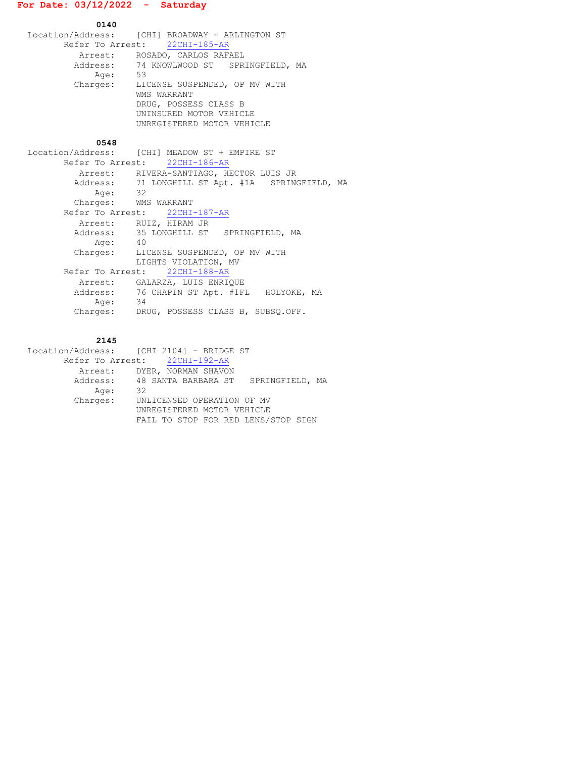**For Date: 03/12/2022 - Saturday**

**0140**

Location/Address: [CHI] BROADWAY + ARLINGTON ST
Refer To Arrest: 22CHI-185-AR
Arrest: ROSADO, CARLOS RAFAEL
Address: 74 KNOWLWOOD ST SPRINGFIELD, MA
Age: 53
Charges: LICENSE SUSPENDED, OP MV WITH
WMS WARRANT
DRUG, POSSESS CLASS B
UNINSURED MOTOR VEHICLE
UNREGISTERED MOTOR VEHICLE

**0548**

Location/Address: [CHI] MEADOW ST + EMPIRE ST
Refer To Arrest: 22CHI-186-AR
Arrest: RIVERA-SANTIAGO, HECTOR LUIS JR
Address: 71 LONGHILL ST Apt. #1A SPRINGFIELD, MA
Age: 32
Charges: WMS WARRANT
Refer To Arrest: 22CHI-187-AR
Arrest: RUIZ, HIRAM JR
Address: 35 LONGHILL ST SPRINGFIELD, MA
Age: 40
Charges: LICENSE SUSPENDED, OP MV WITH
LIGHTS VIOLATION, MV
Refer To Arrest: 22CHI-188-AR
Arrest: GALARZA, LUIS ENRIQUE
Address: 76 CHAPIN ST Apt. #1FL HOLYOKE, MA
Age: 34
Charges: DRUG, POSSESS CLASS B, SUBSQ.OFF.

**2145**

Location/Address: [CHI 2104] - BRIDGE ST
Refer To Arrest: 22CHI-192-AR
Arrest: DYER, NORMAN SHAVON
Address: 48 SANTA BARBARA ST SPRINGFIELD, MA
Age: 32
Charges: UNLICENSED OPERATION OF MV
UNREGISTERED MOTOR VEHICLE
FAIL TO STOP FOR RED LENS/STOP SIGN